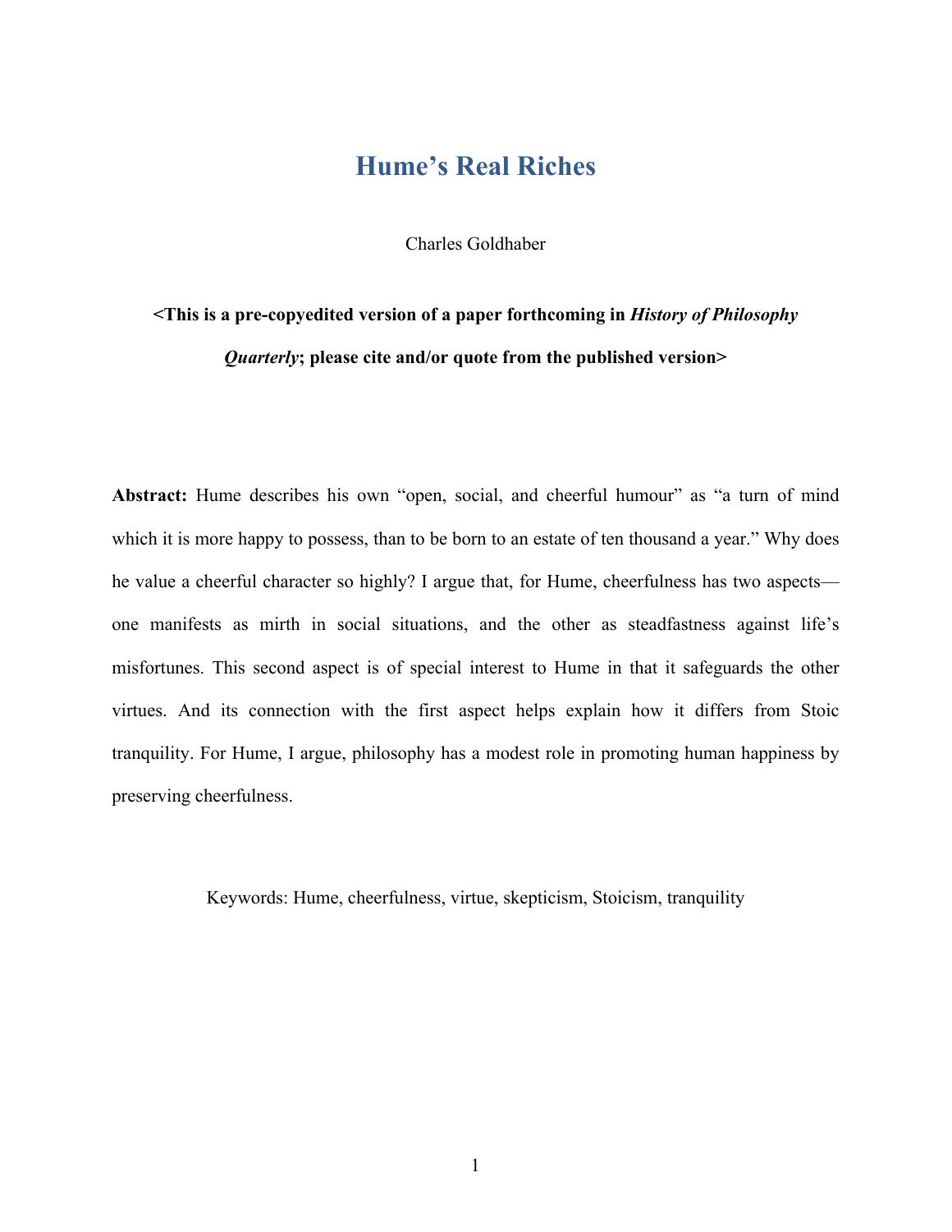# Hume's Real Riches

Charles Goldhaber

**<This is a pre-copyedited version of a paper forthcoming in *History of Philosophy Quarterly*; please cite and/or quote from the published version>**

**Abstract:** Hume describes his own "open, social, and cheerful humour" as "a turn of mind which it is more happy to possess, than to be born to an estate of ten thousand a year." Why does he value a cheerful character so highly? I argue that, for Hume, cheerfulness has two aspects—one manifests as mirth in social situations, and the other as steadfastness against life's misfortunes. This second aspect is of special interest to Hume in that it safeguards the other virtues. And its connection with the first aspect helps explain how it differs from Stoic tranquility. For Hume, I argue, philosophy has a modest role in promoting human happiness by preserving cheerfulness.

Keywords: Hume, cheerfulness, virtue, skepticism, Stoicism, tranquility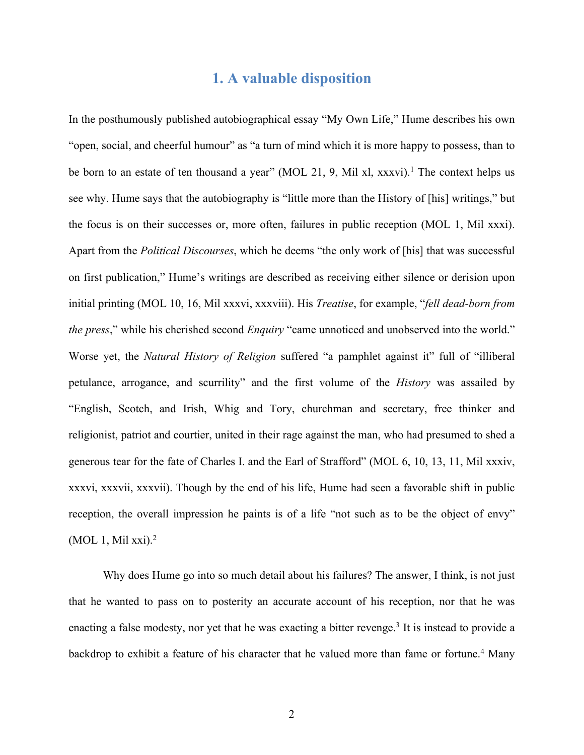## 1. A valuable disposition

In the posthumously published autobiographical essay "My Own Life," Hume describes his own "open, social, and cheerful humour" as "a turn of mind which it is more happy to possess, than to be born to an estate of ten thousand a year" (MOL 21, 9, Mil xl, xxxvi).[1] The context helps us see why. Hume says that the autobiography is "little more than the History of [his] writings," but the focus is on their successes or, more often, failures in public reception (MOL 1, Mil xxxi). Apart from the *Political Discourses*, which he deems "the only work of [his] that was successful on first publication," Hume's writings are described as receiving either silence or derision upon initial printing (MOL 10, 16, Mil xxxvi, xxxviii). His *Treatise*, for example, "*fell dead-born from the press*," while his cherished second *Enquiry* "came unnoticed and unobserved into the world." Worse yet, the *Natural History of Religion* suffered "a pamphlet against it" full of "illiberal petulance, arrogance, and scurrility" and the first volume of the *History* was assailed by "English, Scotch, and Irish, Whig and Tory, churchman and secretary, free thinker and religionist, patriot and courtier, united in their rage against the man, who had presumed to shed a generous tear for the fate of Charles I. and the Earl of Strafford" (MOL 6, 10, 13, 11, Mil xxxiv, xxxvi, xxxvii, xxxvii). Though by the end of his life, Hume had seen a favorable shift in public reception, the overall impression he paints is of a life "not such as to be the object of envy" (MOL 1, Mil xxi).[2]

Why does Hume go into so much detail about his failures? The answer, I think, is not just that he wanted to pass on to posterity an accurate account of his reception, nor that he was enacting a false modesty, nor yet that he was exacting a bitter revenge.[3] It is instead to provide a backdrop to exhibit a feature of his character that he valued more than fame or fortune.[4] Many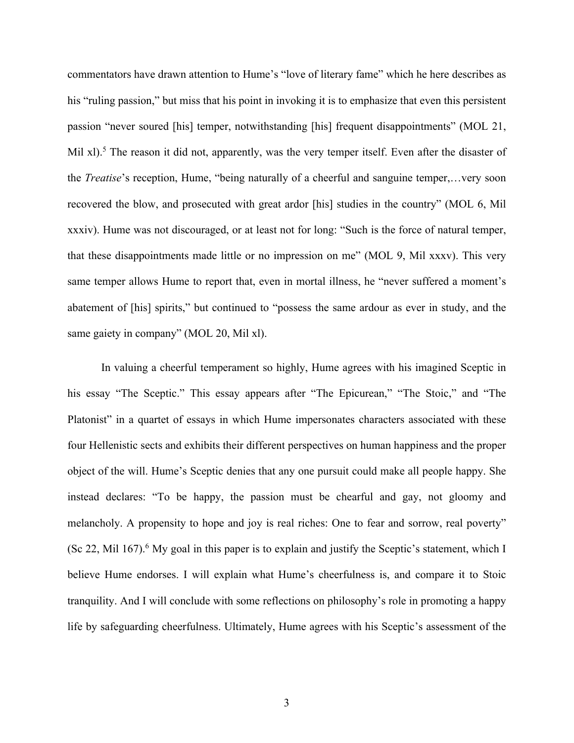commentators have drawn attention to Hume's "love of literary fame" which he here describes as his "ruling passion," but miss that his point in invoking it is to emphasize that even this persistent passion "never soured [his] temper, notwithstanding [his] frequent disappointments" (MOL 21, Mil xl).[5] The reason it did not, apparently, was the very temper itself. Even after the disaster of the *Treatise*'s reception, Hume, "being naturally of a cheerful and sanguine temper,…very soon recovered the blow, and prosecuted with great ardor [his] studies in the country" (MOL 6, Mil xxxiv). Hume was not discouraged, or at least not for long: "Such is the force of natural temper, that these disappointments made little or no impression on me" (MOL 9, Mil xxxv). This very same temper allows Hume to report that, even in mortal illness, he "never suffered a moment's abatement of [his] spirits," but continued to "possess the same ardour as ever in study, and the same gaiety in company" (MOL 20, Mil xl).

In valuing a cheerful temperament so highly, Hume agrees with his imagined Sceptic in his essay "The Sceptic." This essay appears after "The Epicurean," "The Stoic," and "The Platonist" in a quartet of essays in which Hume impersonates characters associated with these four Hellenistic sects and exhibits their different perspectives on human happiness and the proper object of the will. Hume's Sceptic denies that any one pursuit could make all people happy. She instead declares: "To be happy, the passion must be chearful and gay, not gloomy and melancholy. A propensity to hope and joy is real riches: One to fear and sorrow, real poverty" (Sc 22, Mil 167).[6] My goal in this paper is to explain and justify the Sceptic's statement, which I believe Hume endorses. I will explain what Hume's cheerfulness is, and compare it to Stoic tranquility. And I will conclude with some reflections on philosophy's role in promoting a happy life by safeguarding cheerfulness. Ultimately, Hume agrees with his Sceptic's assessment of the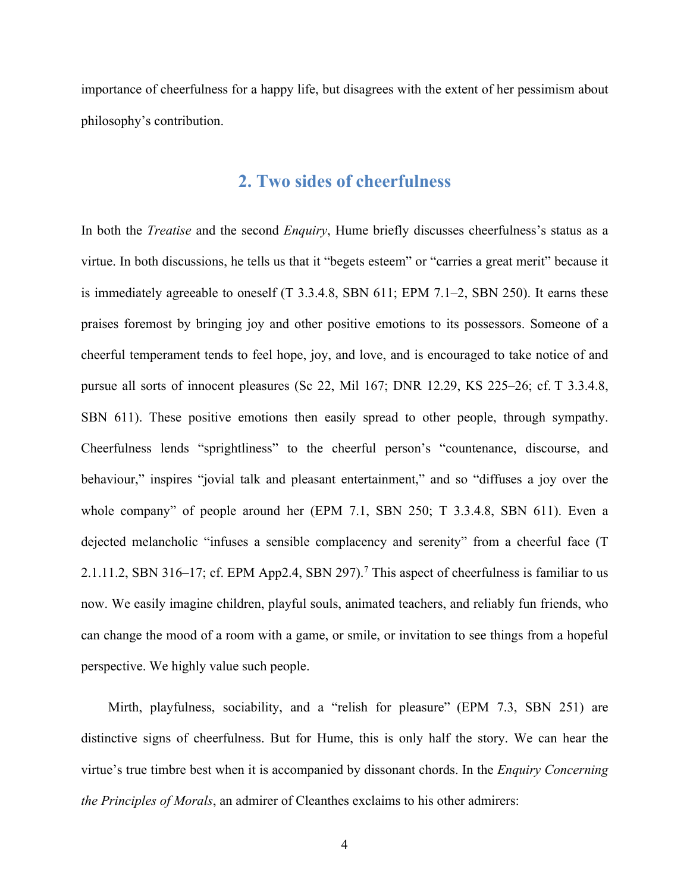importance of cheerfulness for a happy life, but disagrees with the extent of her pessimism about philosophy's contribution.

## 2. Two sides of cheerfulness

In both the *Treatise* and the second *Enquiry*, Hume briefly discusses cheerfulness's status as a virtue. In both discussions, he tells us that it "begets esteem" or "carries a great merit" because it is immediately agreeable to oneself (T 3.3.4.8, SBN 611; EPM 7.1–2, SBN 250). It earns these praises foremost by bringing joy and other positive emotions to its possessors. Someone of a cheerful temperament tends to feel hope, joy, and love, and is encouraged to take notice of and pursue all sorts of innocent pleasures (Sc 22, Mil 167; DNR 12.29, KS 225–26; cf. T 3.3.4.8, SBN 611). These positive emotions then easily spread to other people, through sympathy. Cheerfulness lends "sprightliness" to the cheerful person's "countenance, discourse, and behaviour," inspires "jovial talk and pleasant entertainment," and so "diffuses a joy over the whole company" of people around her (EPM 7.1, SBN 250; T 3.3.4.8, SBN 611). Even a dejected melancholic "infuses a sensible complacency and serenity" from a cheerful face (T 2.1.11.2, SBN 316–17; cf. EPM App2.4, SBN 297).[7] This aspect of cheerfulness is familiar to us now. We easily imagine children, playful souls, animated teachers, and reliably fun friends, who can change the mood of a room with a game, or smile, or invitation to see things from a hopeful perspective. We highly value such people.

Mirth, playfulness, sociability, and a "relish for pleasure" (EPM 7.3, SBN 251) are distinctive signs of cheerfulness. But for Hume, this is only half the story. We can hear the virtue's true timbre best when it is accompanied by dissonant chords. In the *Enquiry Concerning the Principles of Morals*, an admirer of Cleanthes exclaims to his other admirers: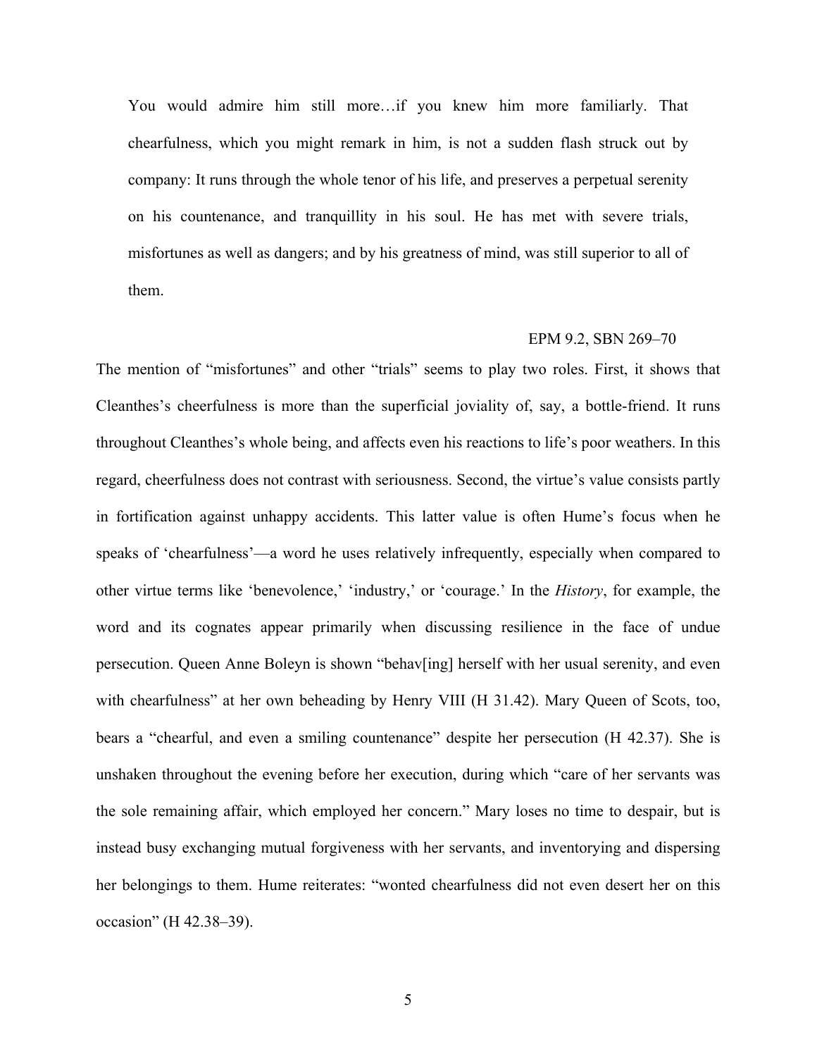> You would admire him still more…if you knew him more familiarly. That chearfulness, which you might remark in him, is not a sudden flash struck out by company: It runs through the whole tenor of his life, and preserves a perpetual serenity on his countenance, and tranquillity in his soul. He has met with severe trials, misfortunes as well as dangers; and by his greatness of mind, was still superior to all of them.
>
> EPM 9.2, SBN 269–70

The mention of "misfortunes" and other "trials" seems to play two roles. First, it shows that Cleanthes's cheerfulness is more than the superficial joviality of, say, a bottle-friend. It runs throughout Cleanthes's whole being, and affects even his reactions to life's poor weathers. In this regard, cheerfulness does not contrast with seriousness. Second, the virtue's value consists partly in fortification against unhappy accidents. This latter value is often Hume's focus when he speaks of 'chearfulness'—a word he uses relatively infrequently, especially when compared to other virtue terms like 'benevolence,' 'industry,' or 'courage.' In the *History*, for example, the word and its cognates appear primarily when discussing resilience in the face of undue persecution. Queen Anne Boleyn is shown "behav[ing] herself with her usual serenity, and even with chearfulness" at her own beheading by Henry VIII (H 31.42). Mary Queen of Scots, too, bears a "chearful, and even a smiling countenance" despite her persecution (H 42.37). She is unshaken throughout the evening before her execution, during which "care of her servants was the sole remaining affair, which employed her concern." Mary loses no time to despair, but is instead busy exchanging mutual forgiveness with her servants, and inventorying and dispersing her belongings to them. Hume reiterates: "wonted chearfulness did not even desert her on this occasion" (H 42.38–39).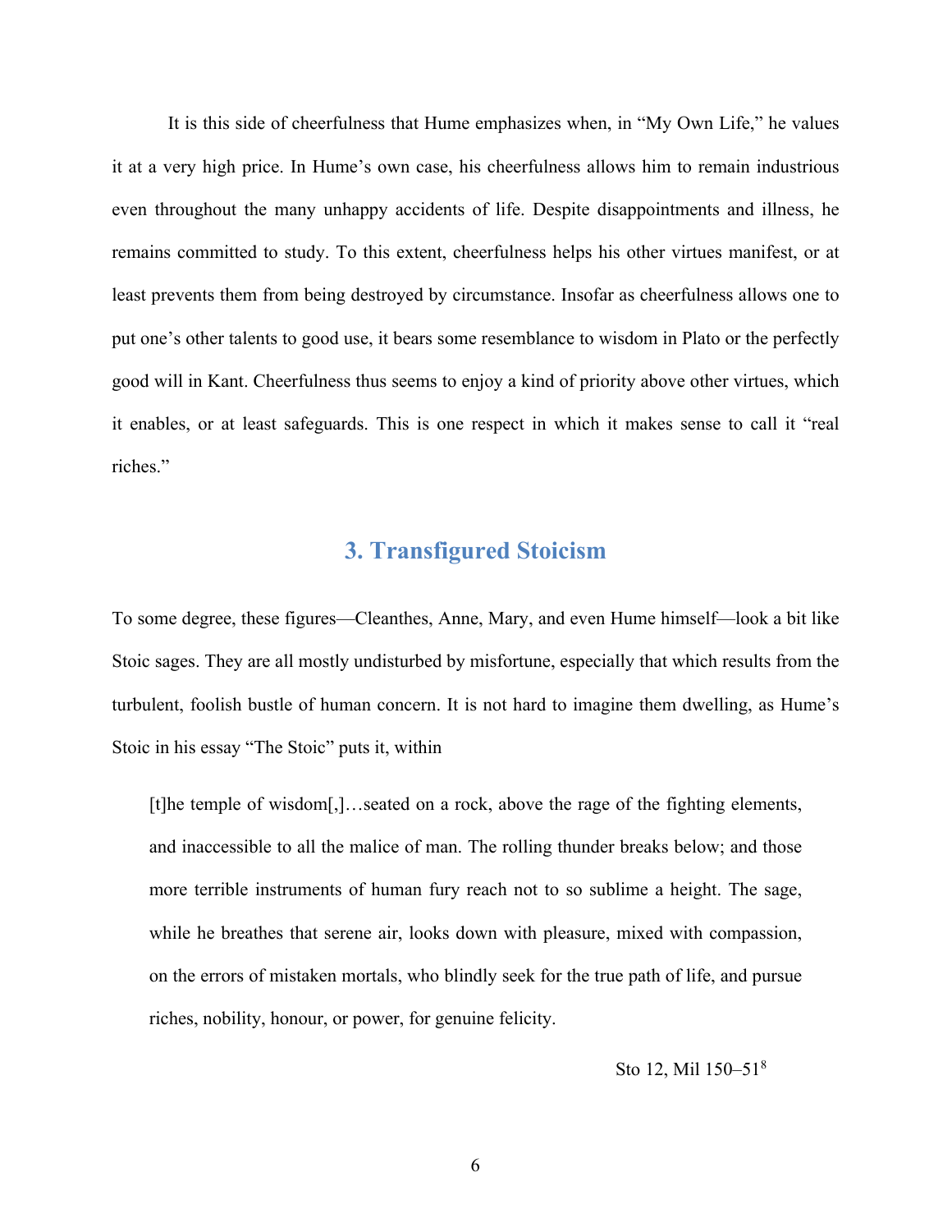It is this side of cheerfulness that Hume emphasizes when, in "My Own Life," he values it at a very high price. In Hume's own case, his cheerfulness allows him to remain industrious even throughout the many unhappy accidents of life. Despite disappointments and illness, he remains committed to study. To this extent, cheerfulness helps his other virtues manifest, or at least prevents them from being destroyed by circumstance. Insofar as cheerfulness allows one to put one's other talents to good use, it bears some resemblance to wisdom in Plato or the perfectly good will in Kant. Cheerfulness thus seems to enjoy a kind of priority above other virtues, which it enables, or at least safeguards. This is one respect in which it makes sense to call it "real riches."

## 3. Transfigured Stoicism

To some degree, these figures—Cleanthes, Anne, Mary, and even Hume himself—look a bit like Stoic sages. They are all mostly undisturbed by misfortune, especially that which results from the turbulent, foolish bustle of human concern. It is not hard to imagine them dwelling, as Hume's Stoic in his essay "The Stoic" puts it, within

> [t]he temple of wisdom[,]…seated on a rock, above the rage of the fighting elements, and inaccessible to all the malice of man. The rolling thunder breaks below; and those more terrible instruments of human fury reach not to so sublime a height. The sage, while he breathes that serene air, looks down with pleasure, mixed with compassion, on the errors of mistaken mortals, who blindly seek for the true path of life, and pursue riches, nobility, honour, or power, for genuine felicity.
>
> Sto 12, Mil 150–51[8]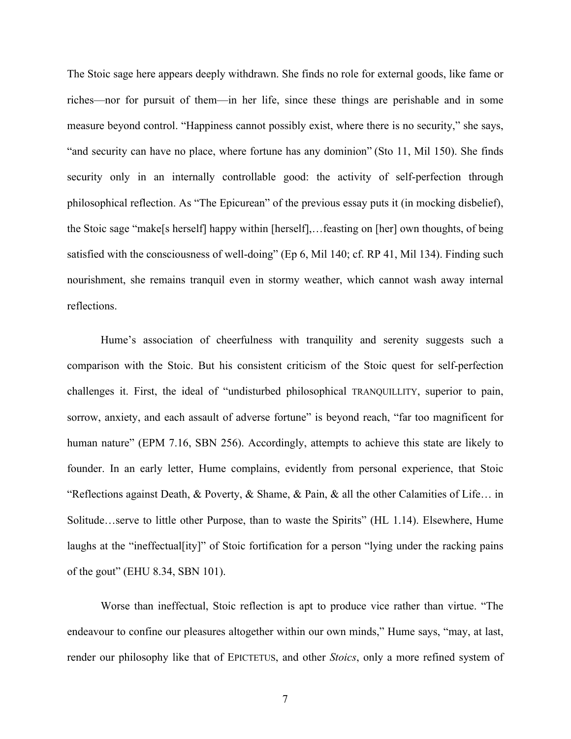The Stoic sage here appears deeply withdrawn. She finds no role for external goods, like fame or riches—nor for pursuit of them—in her life, since these things are perishable and in some measure beyond control. "Happiness cannot possibly exist, where there is no security," she says, "and security can have no place, where fortune has any dominion" (Sto 11, Mil 150). She finds security only in an internally controllable good: the activity of self-perfection through philosophical reflection. As "The Epicurean" of the previous essay puts it (in mocking disbelief), the Stoic sage "make[s herself] happy within [herself],…feasting on [her] own thoughts, of being satisfied with the consciousness of well-doing" (Ep 6, Mil 140; cf. RP 41, Mil 134). Finding such nourishment, she remains tranquil even in stormy weather, which cannot wash away internal reflections.

Hume's association of cheerfulness with tranquility and serenity suggests such a comparison with the Stoic. But his consistent criticism of the Stoic quest for self-perfection challenges it. First, the ideal of "undisturbed philosophical TRANQUILLITY, superior to pain, sorrow, anxiety, and each assault of adverse fortune" is beyond reach, "far too magnificent for human nature" (EPM 7.16, SBN 256). Accordingly, attempts to achieve this state are likely to founder. In an early letter, Hume complains, evidently from personal experience, that Stoic "Reflections against Death, & Poverty, & Shame, & Pain, & all the other Calamities of Life… in Solitude…serve to little other Purpose, than to waste the Spirits" (HL 1.14). Elsewhere, Hume laughs at the "ineffectual[ity]" of Stoic fortification for a person "lying under the racking pains of the gout" (EHU 8.34, SBN 101).

Worse than ineffectual, Stoic reflection is apt to produce vice rather than virtue. "The endeavour to confine our pleasures altogether within our own minds," Hume says, "may, at last, render our philosophy like that of EPICTETUS, and other *Stoics*, only a more refined system of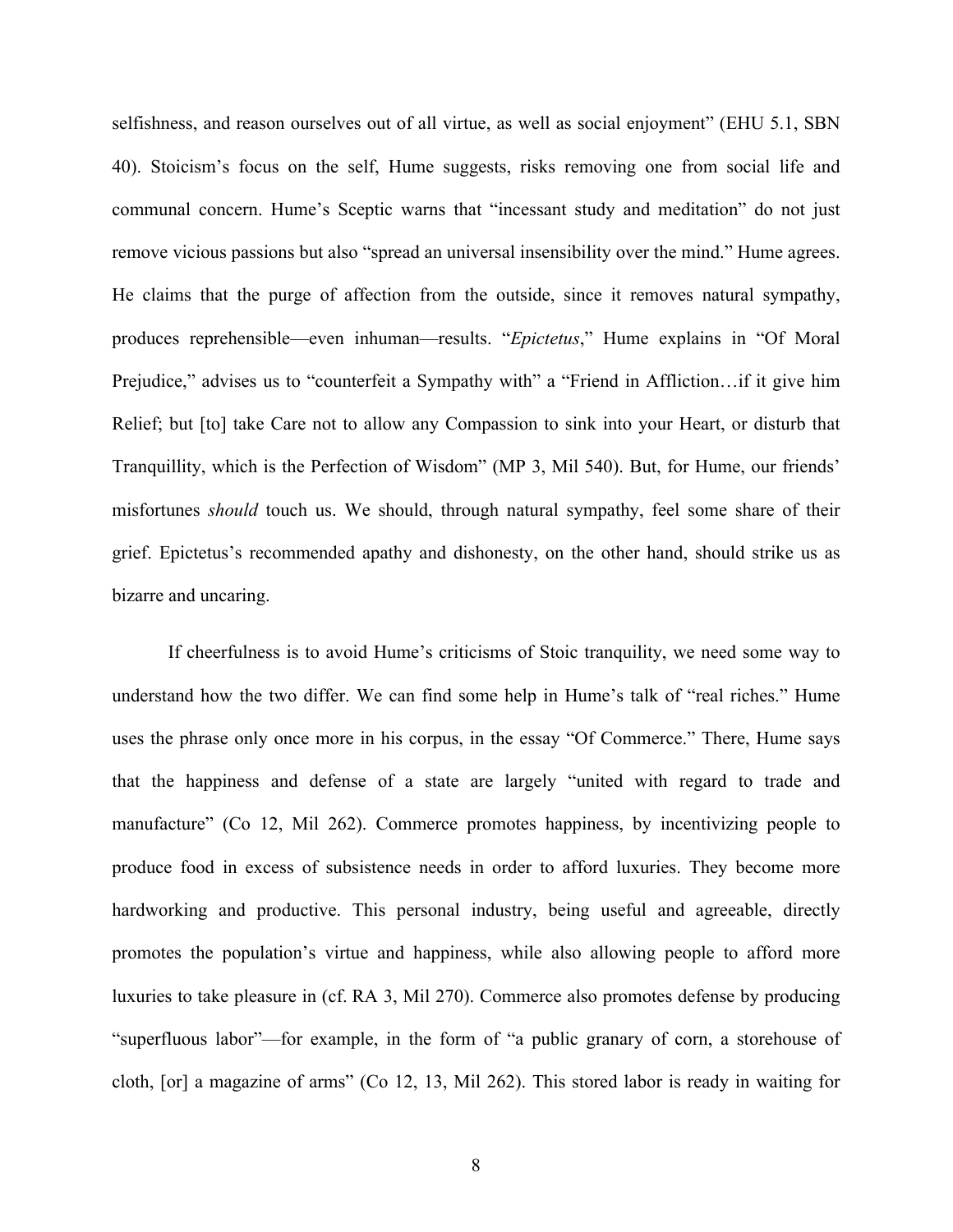selfishness, and reason ourselves out of all virtue, as well as social enjoyment" (EHU 5.1, SBN 40). Stoicism's focus on the self, Hume suggests, risks removing one from social life and communal concern. Hume's Sceptic warns that "incessant study and meditation" do not just remove vicious passions but also "spread an universal insensibility over the mind." Hume agrees. He claims that the purge of affection from the outside, since it removes natural sympathy, produces reprehensible—even inhuman—results. "*Epictetus*," Hume explains in "Of Moral Prejudice," advises us to "counterfeit a Sympathy with" a "Friend in Affliction…if it give him Relief; but [to] take Care not to allow any Compassion to sink into your Heart, or disturb that Tranquillity, which is the Perfection of Wisdom" (MP 3, Mil 540). But, for Hume, our friends' misfortunes *should* touch us. We should, through natural sympathy, feel some share of their grief. Epictetus's recommended apathy and dishonesty, on the other hand, should strike us as bizarre and uncaring.

If cheerfulness is to avoid Hume's criticisms of Stoic tranquility, we need some way to understand how the two differ. We can find some help in Hume's talk of "real riches." Hume uses the phrase only once more in his corpus, in the essay "Of Commerce." There, Hume says that the happiness and defense of a state are largely "united with regard to trade and manufacture" (Co 12, Mil 262). Commerce promotes happiness, by incentivizing people to produce food in excess of subsistence needs in order to afford luxuries. They become more hardworking and productive. This personal industry, being useful and agreeable, directly promotes the population's virtue and happiness, while also allowing people to afford more luxuries to take pleasure in (cf. RA 3, Mil 270). Commerce also promotes defense by producing "superfluous labor"—for example, in the form of "a public granary of corn, a storehouse of cloth, [or] a magazine of arms" (Co 12, 13, Mil 262). This stored labor is ready in waiting for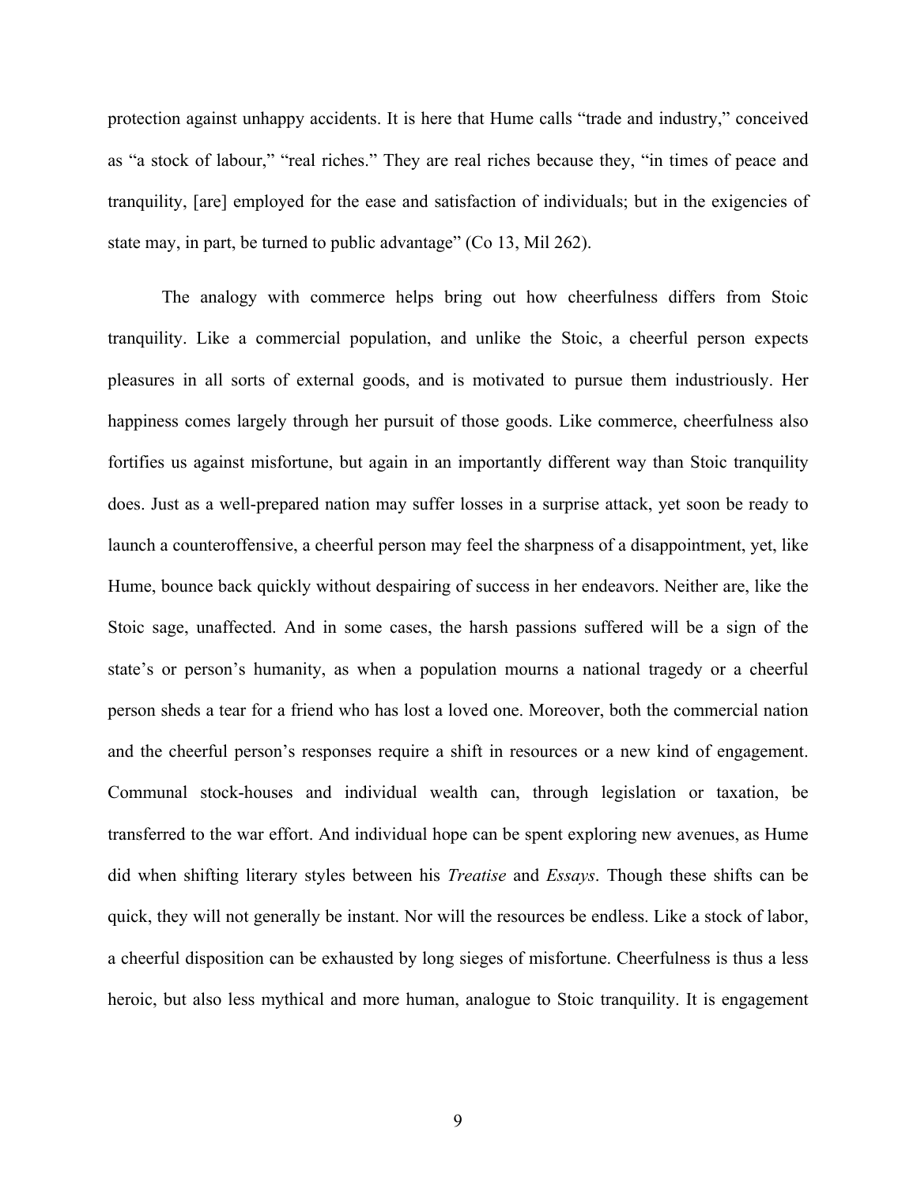protection against unhappy accidents. It is here that Hume calls "trade and industry," conceived as "a stock of labour," "real riches." They are real riches because they, "in times of peace and tranquility, [are] employed for the ease and satisfaction of individuals; but in the exigencies of state may, in part, be turned to public advantage" (Co 13, Mil 262).

The analogy with commerce helps bring out how cheerfulness differs from Stoic tranquility. Like a commercial population, and unlike the Stoic, a cheerful person expects pleasures in all sorts of external goods, and is motivated to pursue them industriously. Her happiness comes largely through her pursuit of those goods. Like commerce, cheerfulness also fortifies us against misfortune, but again in an importantly different way than Stoic tranquility does. Just as a well-prepared nation may suffer losses in a surprise attack, yet soon be ready to launch a counteroffensive, a cheerful person may feel the sharpness of a disappointment, yet, like Hume, bounce back quickly without despairing of success in her endeavors. Neither are, like the Stoic sage, unaffected. And in some cases, the harsh passions suffered will be a sign of the state's or person's humanity, as when a population mourns a national tragedy or a cheerful person sheds a tear for a friend who has lost a loved one. Moreover, both the commercial nation and the cheerful person's responses require a shift in resources or a new kind of engagement. Communal stock-houses and individual wealth can, through legislation or taxation, be transferred to the war effort. And individual hope can be spent exploring new avenues, as Hume did when shifting literary styles between his *Treatise* and *Essays*. Though these shifts can be quick, they will not generally be instant. Nor will the resources be endless. Like a stock of labor, a cheerful disposition can be exhausted by long sieges of misfortune. Cheerfulness is thus a less heroic, but also less mythical and more human, analogue to Stoic tranquility. It is engagement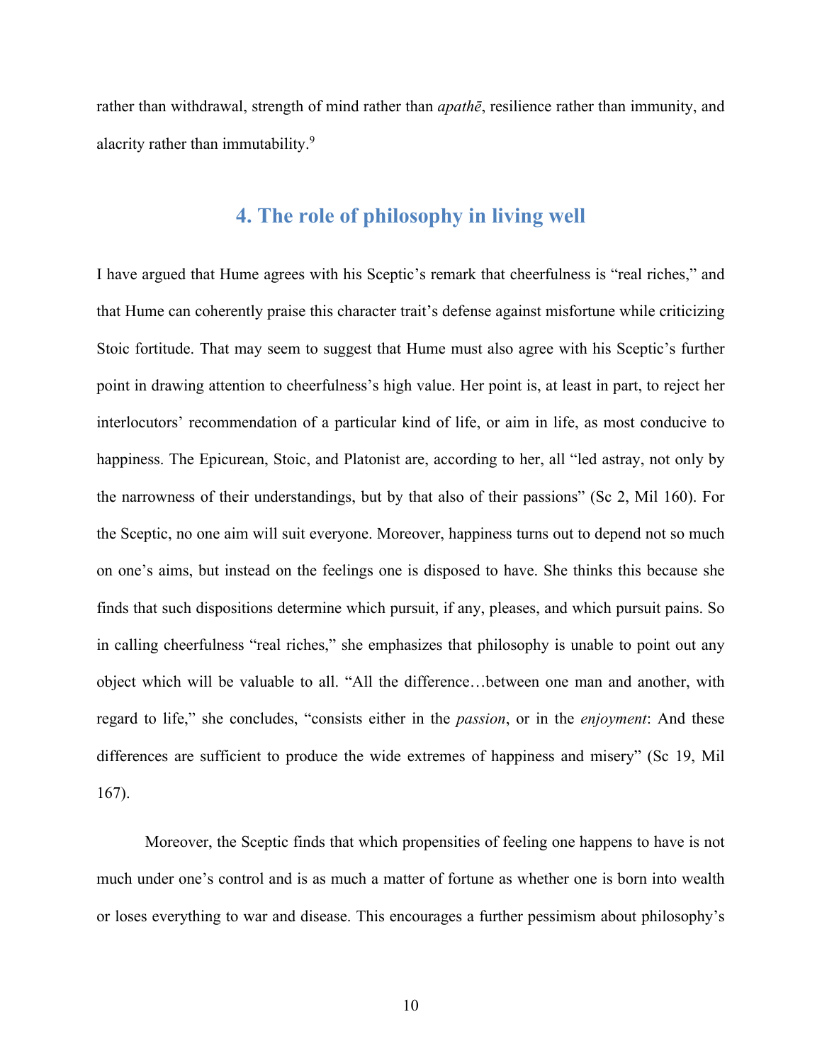rather than withdrawal, strength of mind rather than *apathē*, resilience rather than immunity, and alacrity rather than immutability.[9]

## 4. The role of philosophy in living well

I have argued that Hume agrees with his Sceptic's remark that cheerfulness is "real riches," and that Hume can coherently praise this character trait's defense against misfortune while criticizing Stoic fortitude. That may seem to suggest that Hume must also agree with his Sceptic's further point in drawing attention to cheerfulness's high value. Her point is, at least in part, to reject her interlocutors' recommendation of a particular kind of life, or aim in life, as most conducive to happiness. The Epicurean, Stoic, and Platonist are, according to her, all "led astray, not only by the narrowness of their understandings, but by that also of their passions" (Sc 2, Mil 160). For the Sceptic, no one aim will suit everyone. Moreover, happiness turns out to depend not so much on one's aims, but instead on the feelings one is disposed to have. She thinks this because she finds that such dispositions determine which pursuit, if any, pleases, and which pursuit pains. So in calling cheerfulness "real riches," she emphasizes that philosophy is unable to point out any object which will be valuable to all. "All the difference…between one man and another, with regard to life," she concludes, "consists either in the *passion*, or in the *enjoyment*: And these differences are sufficient to produce the wide extremes of happiness and misery" (Sc 19, Mil 167).

Moreover, the Sceptic finds that which propensities of feeling one happens to have is not much under one's control and is as much a matter of fortune as whether one is born into wealth or loses everything to war and disease. This encourages a further pessimism about philosophy's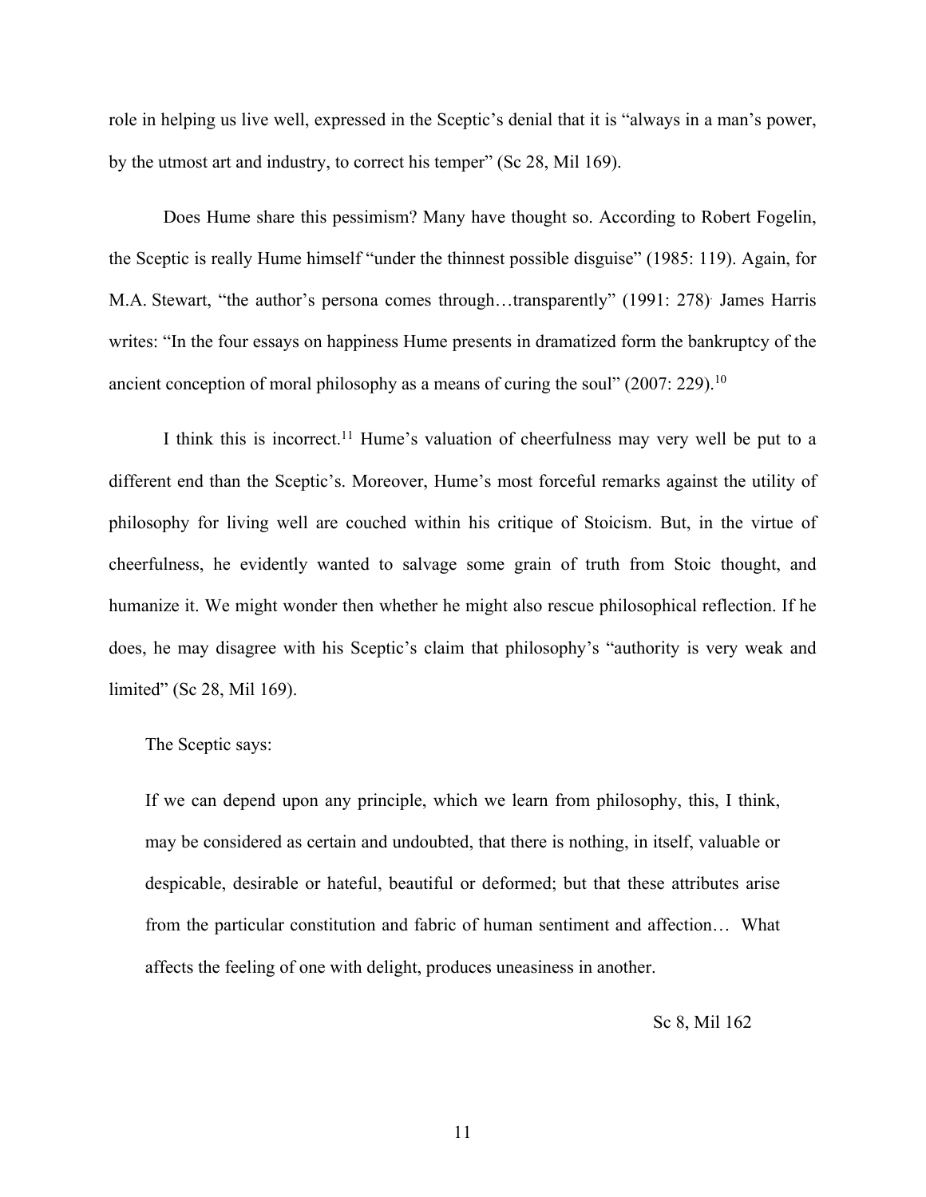role in helping us live well, expressed in the Sceptic's denial that it is "always in a man's power, by the utmost art and industry, to correct his temper" (Sc 28, Mil 169).

Does Hume share this pessimism? Many have thought so. According to Robert Fogelin, the Sceptic is really Hume himself "under the thinnest possible disguise" (1985: 119). Again, for M.A. Stewart, "the author's persona comes through…transparently" (1991: 278). James Harris writes: "In the four essays on happiness Hume presents in dramatized form the bankruptcy of the ancient conception of moral philosophy as a means of curing the soul" (2007: 229).[10]

I think this is incorrect.[11] Hume's valuation of cheerfulness may very well be put to a different end than the Sceptic's. Moreover, Hume's most forceful remarks against the utility of philosophy for living well are couched within his critique of Stoicism. But, in the virtue of cheerfulness, he evidently wanted to salvage some grain of truth from Stoic thought, and humanize it. We might wonder then whether he might also rescue philosophical reflection. If he does, he may disagree with his Sceptic's claim that philosophy's "authority is very weak and limited" (Sc 28, Mil 169).

The Sceptic says:

> If we can depend upon any principle, which we learn from philosophy, this, I think, may be considered as certain and undoubted, that there is nothing, in itself, valuable or despicable, desirable or hateful, beautiful or deformed; but that these attributes arise from the particular constitution and fabric of human sentiment and affection… What affects the feeling of one with delight, produces uneasiness in another.
>
> Sc 8, Mil 162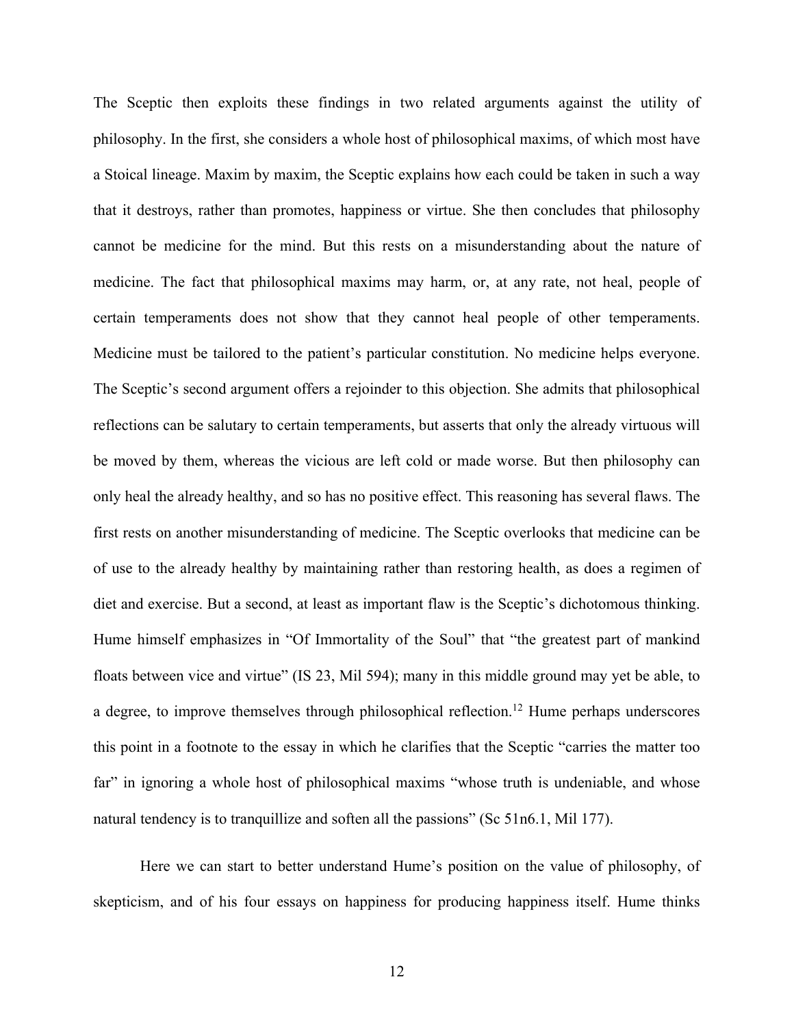The Sceptic then exploits these findings in two related arguments against the utility of philosophy. In the first, she considers a whole host of philosophical maxims, of which most have a Stoical lineage. Maxim by maxim, the Sceptic explains how each could be taken in such a way that it destroys, rather than promotes, happiness or virtue. She then concludes that philosophy cannot be medicine for the mind. But this rests on a misunderstanding about the nature of medicine. The fact that philosophical maxims may harm, or, at any rate, not heal, people of certain temperaments does not show that they cannot heal people of other temperaments. Medicine must be tailored to the patient's particular constitution. No medicine helps everyone. The Sceptic's second argument offers a rejoinder to this objection. She admits that philosophical reflections can be salutary to certain temperaments, but asserts that only the already virtuous will be moved by them, whereas the vicious are left cold or made worse. But then philosophy can only heal the already healthy, and so has no positive effect. This reasoning has several flaws. The first rests on another misunderstanding of medicine. The Sceptic overlooks that medicine can be of use to the already healthy by maintaining rather than restoring health, as does a regimen of diet and exercise. But a second, at least as important flaw is the Sceptic's dichotomous thinking. Hume himself emphasizes in "Of Immortality of the Soul" that "the greatest part of mankind floats between vice and virtue" (IS 23, Mil 594); many in this middle ground may yet be able, to a degree, to improve themselves through philosophical reflection.[12] Hume perhaps underscores this point in a footnote to the essay in which he clarifies that the Sceptic "carries the matter too far" in ignoring a whole host of philosophical maxims "whose truth is undeniable, and whose natural tendency is to tranquillize and soften all the passions" (Sc 51n6.1, Mil 177).

Here we can start to better understand Hume's position on the value of philosophy, of skepticism, and of his four essays on happiness for producing happiness itself. Hume thinks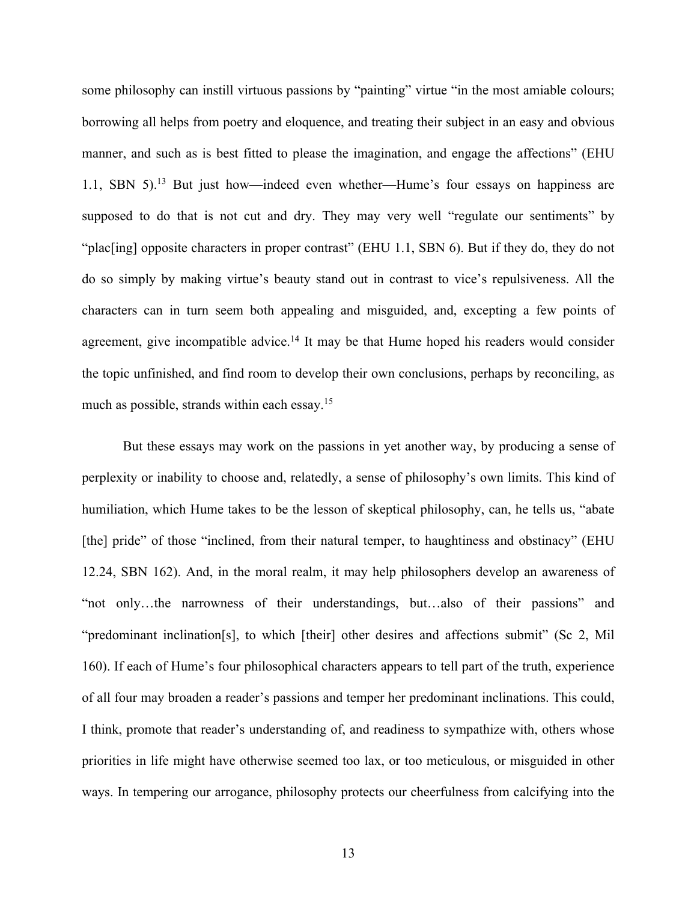some philosophy can instill virtuous passions by "painting" virtue "in the most amiable colours; borrowing all helps from poetry and eloquence, and treating their subject in an easy and obvious manner, and such as is best fitted to please the imagination, and engage the affections" (EHU 1.1, SBN 5).[13] But just how—indeed even whether—Hume's four essays on happiness are supposed to do that is not cut and dry. They may very well "regulate our sentiments" by "plac[ing] opposite characters in proper contrast" (EHU 1.1, SBN 6). But if they do, they do not do so simply by making virtue's beauty stand out in contrast to vice's repulsiveness. All the characters can in turn seem both appealing and misguided, and, excepting a few points of agreement, give incompatible advice.[14] It may be that Hume hoped his readers would consider the topic unfinished, and find room to develop their own conclusions, perhaps by reconciling, as much as possible, strands within each essay.[15]

But these essays may work on the passions in yet another way, by producing a sense of perplexity or inability to choose and, relatedly, a sense of philosophy's own limits. This kind of humiliation, which Hume takes to be the lesson of skeptical philosophy, can, he tells us, "abate [the] pride" of those "inclined, from their natural temper, to haughtiness and obstinacy" (EHU 12.24, SBN 162). And, in the moral realm, it may help philosophers develop an awareness of "not only…the narrowness of their understandings, but…also of their passions" and "predominant inclination[s], to which [their] other desires and affections submit" (Sc 2, Mil 160). If each of Hume's four philosophical characters appears to tell part of the truth, experience of all four may broaden a reader's passions and temper her predominant inclinations. This could, I think, promote that reader's understanding of, and readiness to sympathize with, others whose priorities in life might have otherwise seemed too lax, or too meticulous, or misguided in other ways. In tempering our arrogance, philosophy protects our cheerfulness from calcifying into the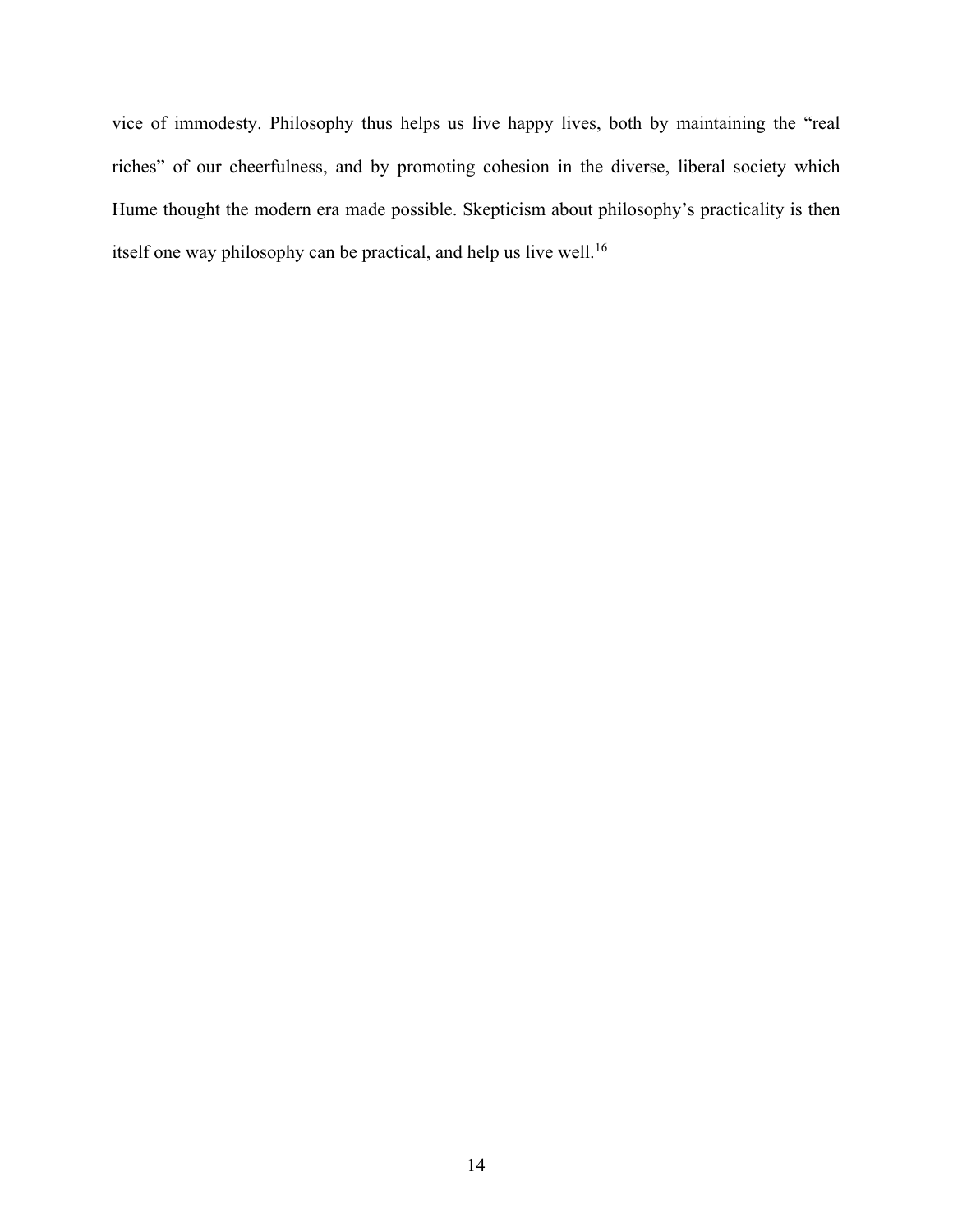vice of immodesty. Philosophy thus helps us live happy lives, both by maintaining the "real riches" of our cheerfulness, and by promoting cohesion in the diverse, liberal society which Hume thought the modern era made possible. Skepticism about philosophy's practicality is then itself one way philosophy can be practical, and help us live well.[16]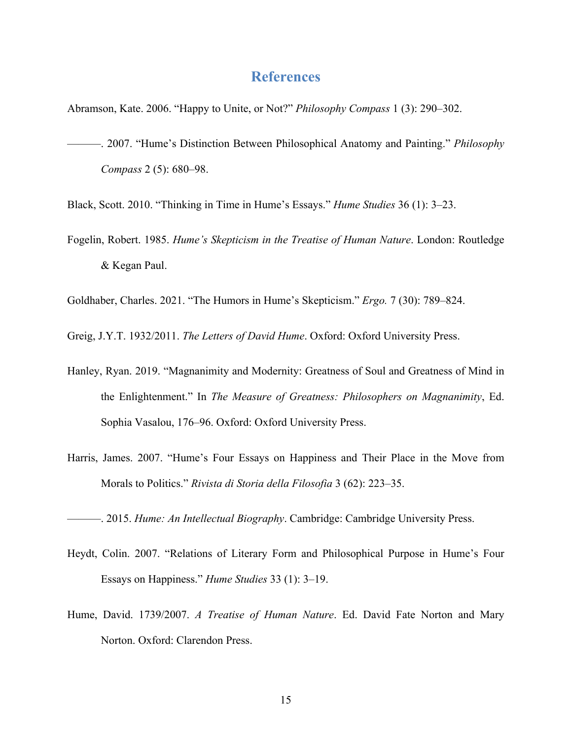# References

Abramson, Kate. 2006. "Happy to Unite, or Not?" *Philosophy Compass* 1 (3): 290–302.

———. 2007. "Hume's Distinction Between Philosophical Anatomy and Painting." *Philosophy Compass* 2 (5): 680–98.

Black, Scott. 2010. "Thinking in Time in Hume's Essays." *Hume Studies* 36 (1): 3–23.

Fogelin, Robert. 1985. *Hume's Skepticism in the Treatise of Human Nature*. London: Routledge & Kegan Paul.

Goldhaber, Charles. 2021. "The Humors in Hume's Skepticism." *Ergo.* 7 (30): 789–824.

Greig, J.Y.T. 1932/2011. *The Letters of David Hume*. Oxford: Oxford University Press.

Hanley, Ryan. 2019. "Magnanimity and Modernity: Greatness of Soul and Greatness of Mind in the Enlightenment." In *The Measure of Greatness: Philosophers on Magnanimity*, Ed. Sophia Vasalou, 176–96. Oxford: Oxford University Press.

Harris, James. 2007. "Hume's Four Essays on Happiness and Their Place in the Move from Morals to Politics." *Rivista di Storia della Filosofia* 3 (62): 223–35.

———. 2015. *Hume: An Intellectual Biography*. Cambridge: Cambridge University Press.

Heydt, Colin. 2007. "Relations of Literary Form and Philosophical Purpose in Hume's Four Essays on Happiness." *Hume Studies* 33 (1): 3–19.

Hume, David. 1739/2007. *A Treatise of Human Nature*. Ed. David Fate Norton and Mary Norton. Oxford: Clarendon Press.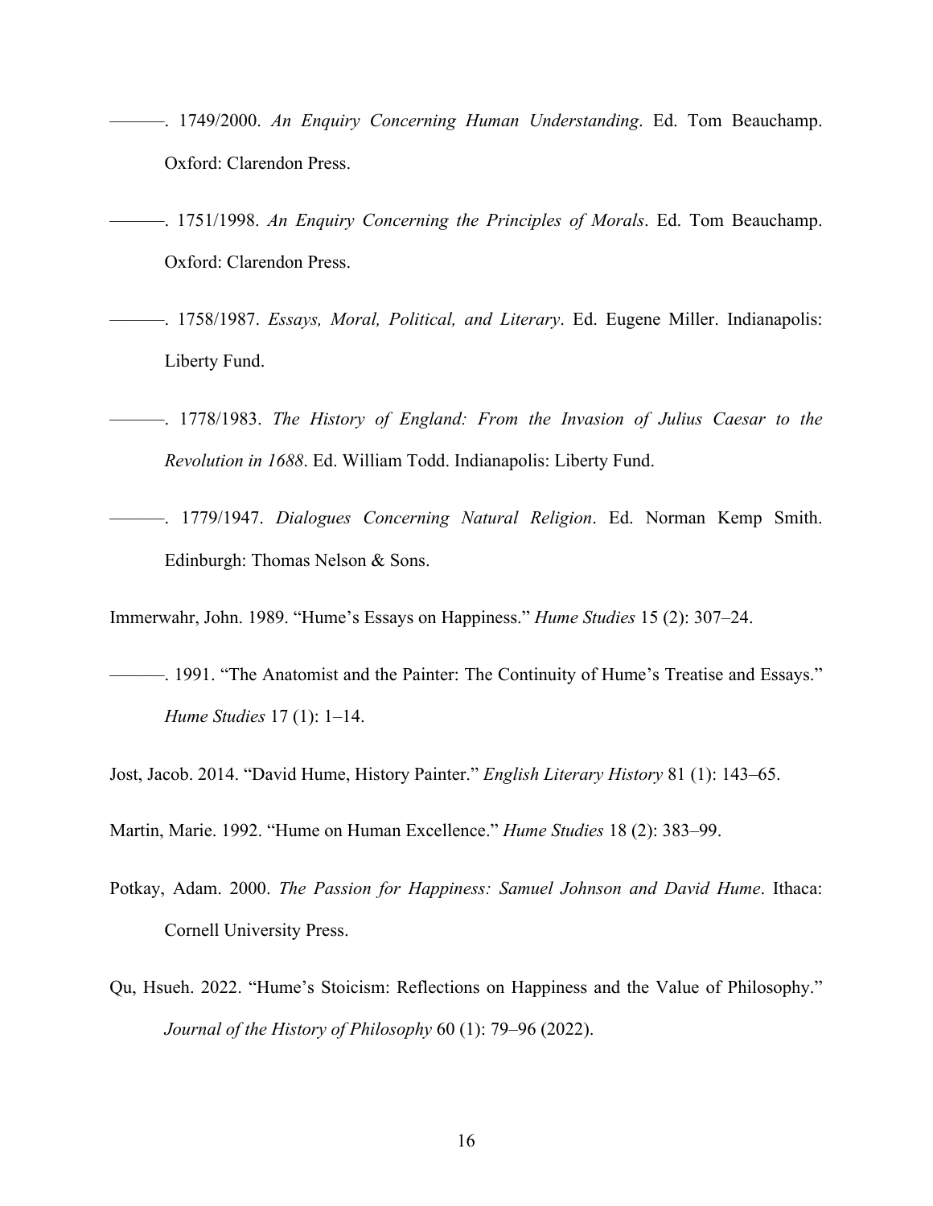———. 1749/2000. *An Enquiry Concerning Human Understanding*. Ed. Tom Beauchamp. Oxford: Clarendon Press.

———. 1751/1998. *An Enquiry Concerning the Principles of Morals*. Ed. Tom Beauchamp. Oxford: Clarendon Press.

———. 1758/1987. *Essays, Moral, Political, and Literary*. Ed. Eugene Miller. Indianapolis: Liberty Fund.

———. 1778/1983. *The History of England: From the Invasion of Julius Caesar to the Revolution in 1688*. Ed. William Todd. Indianapolis: Liberty Fund.

———. 1779/1947. *Dialogues Concerning Natural Religion*. Ed. Norman Kemp Smith. Edinburgh: Thomas Nelson & Sons.

Immerwahr, John. 1989. "Hume's Essays on Happiness." *Hume Studies* 15 (2): 307–24.

———. 1991. "The Anatomist and the Painter: The Continuity of Hume's Treatise and Essays." *Hume Studies* 17 (1): 1–14.

Jost, Jacob. 2014. "David Hume, History Painter." *English Literary History* 81 (1): 143–65.

Martin, Marie. 1992. "Hume on Human Excellence." *Hume Studies* 18 (2): 383–99.

Potkay, Adam. 2000. *The Passion for Happiness: Samuel Johnson and David Hume*. Ithaca: Cornell University Press.

Qu, Hsueh. 2022. "Hume's Stoicism: Reflections on Happiness and the Value of Philosophy." *Journal of the History of Philosophy* 60 (1): 79–96 (2022).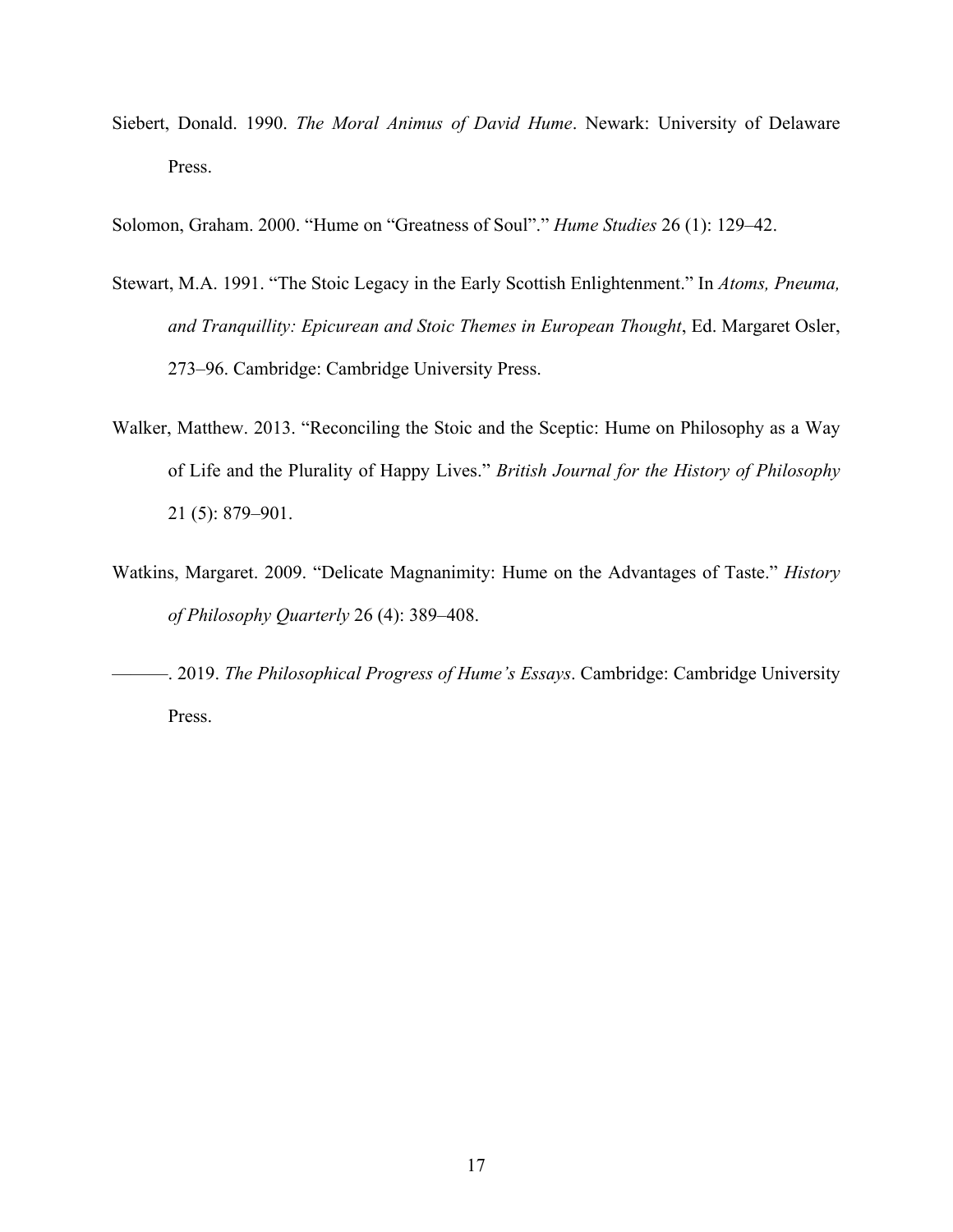Siebert, Donald. 1990. *The Moral Animus of David Hume*. Newark: University of Delaware Press.

Solomon, Graham. 2000. "Hume on "Greatness of Soul"." *Hume Studies* 26 (1): 129–42.

Stewart, M.A. 1991. "The Stoic Legacy in the Early Scottish Enlightenment." In *Atoms, Pneuma, and Tranquillity: Epicurean and Stoic Themes in European Thought*, Ed. Margaret Osler, 273–96. Cambridge: Cambridge University Press.

Walker, Matthew. 2013. "Reconciling the Stoic and the Sceptic: Hume on Philosophy as a Way of Life and the Plurality of Happy Lives." *British Journal for the History of Philosophy* 21 (5): 879–901.

Watkins, Margaret. 2009. "Delicate Magnanimity: Hume on the Advantages of Taste." *History of Philosophy Quarterly* 26 (4): 389–408.

———. 2019. *The Philosophical Progress of Hume's Essays*. Cambridge: Cambridge University Press.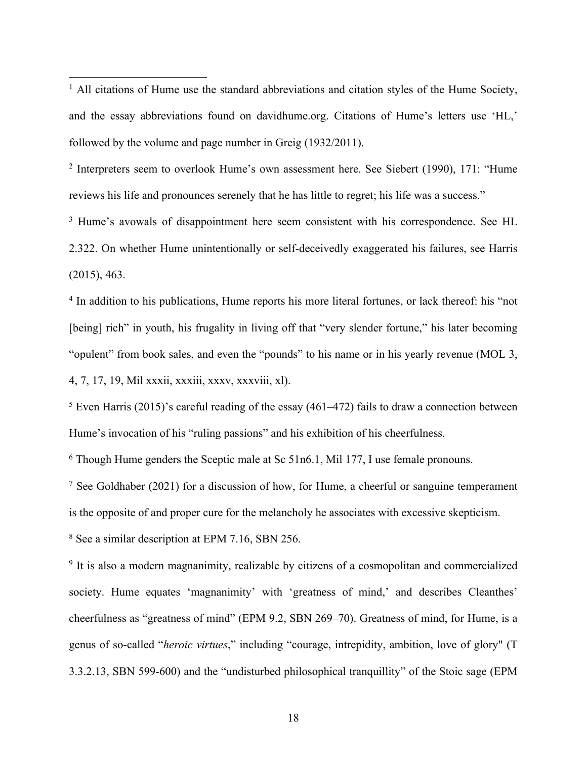[1] All citations of Hume use the standard abbreviations and citation styles of the Hume Society, and the essay abbreviations found on davidhume.org. Citations of Hume's letters use 'HL,' followed by the volume and page number in Greig (1932/2011).

[2] Interpreters seem to overlook Hume's own assessment here. See Siebert (1990), 171: "Hume reviews his life and pronounces serenely that he has little to regret; his life was a success."

[3] Hume's avowals of disappointment here seem consistent with his correspondence. See HL 2.322. On whether Hume unintentionally or self-deceivedly exaggerated his failures, see Harris (2015), 463.

[4] In addition to his publications, Hume reports his more literal fortunes, or lack thereof: his "not [being] rich" in youth, his frugality in living off that "very slender fortune," his later becoming "opulent" from book sales, and even the "pounds" to his name or in his yearly revenue (MOL 3, 4, 7, 17, 19, Mil xxxii, xxxiii, xxxv, xxxviii, xl).

[5] Even Harris (2015)'s careful reading of the essay (461–472) fails to draw a connection between Hume's invocation of his "ruling passions" and his exhibition of his cheerfulness.

[6] Though Hume genders the Sceptic male at Sc 51n6.1, Mil 177, I use female pronouns.

[7] See Goldhaber (2021) for a discussion of how, for Hume, a cheerful or sanguine temperament is the opposite of and proper cure for the melancholy he associates with excessive skepticism.

[8] See a similar description at EPM 7.16, SBN 256.

[9] It is also a modern magnanimity, realizable by citizens of a cosmopolitan and commercialized society. Hume equates 'magnanimity' with 'greatness of mind,' and describes Cleanthes' cheerfulness as "greatness of mind" (EPM 9.2, SBN 269–70). Greatness of mind, for Hume, is a genus of so-called "*heroic virtues*," including "courage, intrepidity, ambition, love of glory" (T 3.3.2.13, SBN 599-600) and the "undisturbed philosophical tranquillity" of the Stoic sage (EPM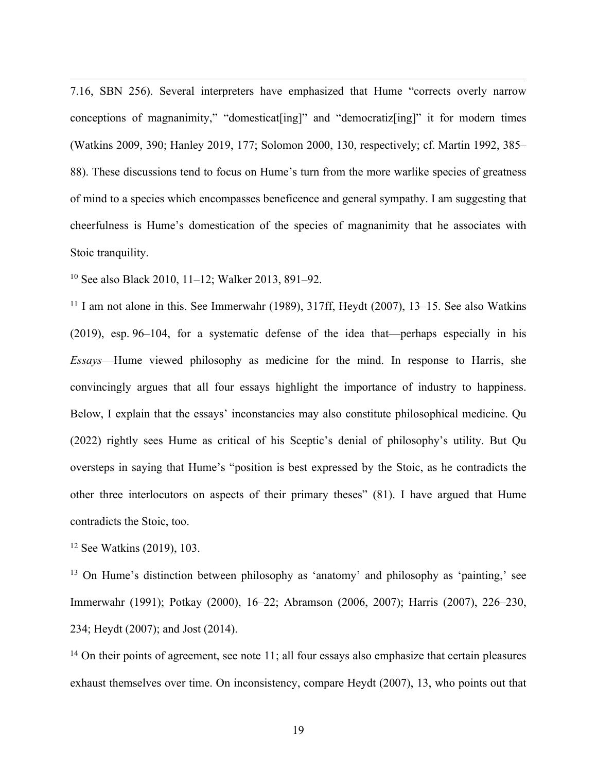7.16, SBN 256). Several interpreters have emphasized that Hume "corrects overly narrow conceptions of magnanimity," "domesticat[ing]" and "democratiz[ing]" it for modern times (Watkins 2009, 390; Hanley 2019, 177; Solomon 2000, 130, respectively; cf. Martin 1992, 385–88). These discussions tend to focus on Hume's turn from the more warlike species of greatness of mind to a species which encompasses beneficence and general sympathy. I am suggesting that cheerfulness is Hume's domestication of the species of magnanimity that he associates with Stoic tranquility.

[10] See also Black 2010, 11–12; Walker 2013, 891–92.

[11] I am not alone in this. See Immerwahr (1989), 317ff, Heydt (2007), 13–15. See also Watkins (2019), esp. 96–104, for a systematic defense of the idea that—perhaps especially in his *Essays*—Hume viewed philosophy as medicine for the mind. In response to Harris, she convincingly argues that all four essays highlight the importance of industry to happiness. Below, I explain that the essays' inconstancies may also constitute philosophical medicine. Qu (2022) rightly sees Hume as critical of his Sceptic's denial of philosophy's utility. But Qu oversteps in saying that Hume's "position is best expressed by the Stoic, as he contradicts the other three interlocutors on aspects of their primary theses" (81). I have argued that Hume contradicts the Stoic, too.

[12] See Watkins (2019), 103.

[13] On Hume's distinction between philosophy as 'anatomy' and philosophy as 'painting,' see Immerwahr (1991); Potkay (2000), 16–22; Abramson (2006, 2007); Harris (2007), 226–230, 234; Heydt (2007); and Jost (2014).

[14] On their points of agreement, see note 11; all four essays also emphasize that certain pleasures exhaust themselves over time. On inconsistency, compare Heydt (2007), 13, who points out that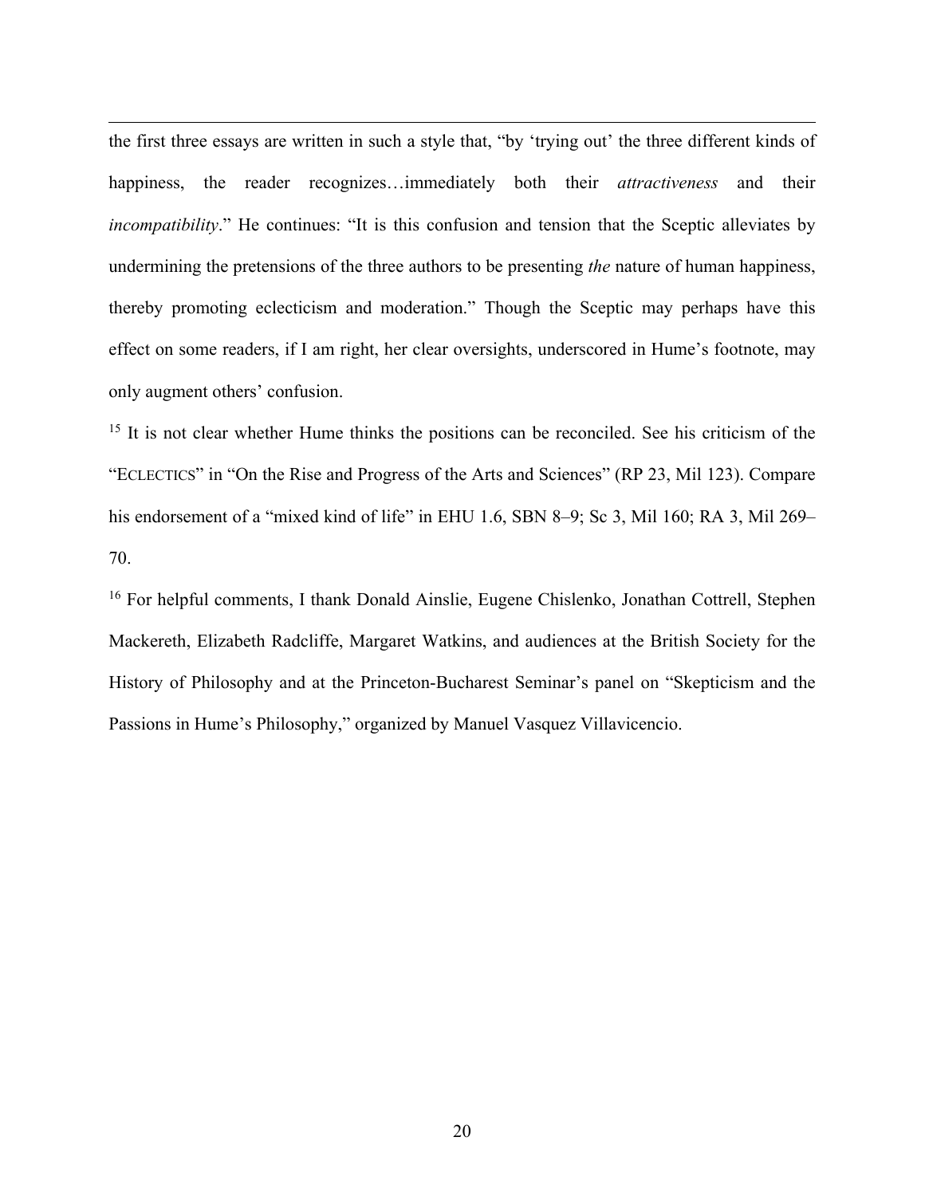the first three essays are written in such a style that, "by 'trying out' the three different kinds of happiness, the reader recognizes…immediately both their *attractiveness* and their *incompatibility*." He continues: "It is this confusion and tension that the Sceptic alleviates by undermining the pretensions of the three authors to be presenting *the* nature of human happiness, thereby promoting eclecticism and moderation." Though the Sceptic may perhaps have this effect on some readers, if I am right, her clear oversights, underscored in Hume's footnote, may only augment others' confusion.

[15] It is not clear whether Hume thinks the positions can be reconciled. See his criticism of the "ECLECTICS" in "On the Rise and Progress of the Arts and Sciences" (RP 23, Mil 123). Compare his endorsement of a "mixed kind of life" in EHU 1.6, SBN 8–9; Sc 3, Mil 160; RA 3, Mil 269–70.

[16] For helpful comments, I thank Donald Ainslie, Eugene Chislenko, Jonathan Cottrell, Stephen Mackereth, Elizabeth Radcliffe, Margaret Watkins, and audiences at the British Society for the History of Philosophy and at the Princeton-Bucharest Seminar's panel on "Skepticism and the Passions in Hume's Philosophy," organized by Manuel Vasquez Villavicencio.